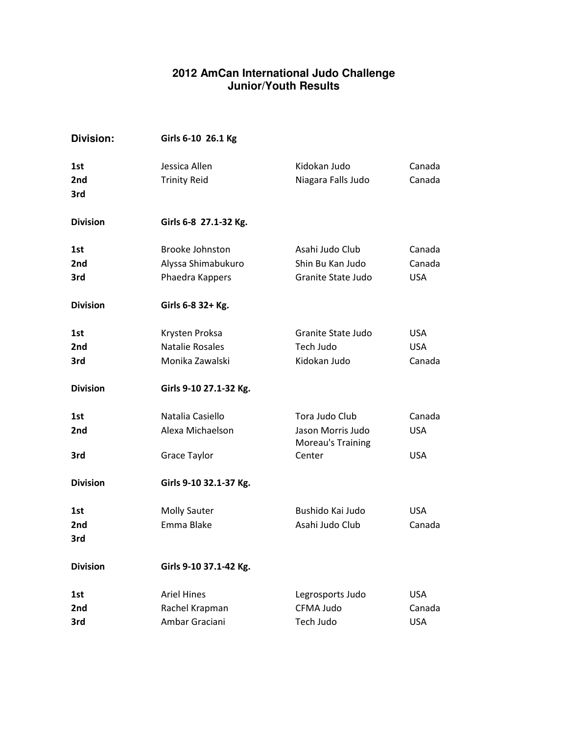# 2012 AmCan International Judo Challenge
## Junior/Youth Results

**Division:** **Girls 6-10 26.1 Kg**

| | | | |
|---|---|---|---|
| **1st** | Jessica Allen | Kidokan Judo | Canada |
| **2nd** | Trinity Reid | Niagara Falls Judo | Canada |
| **3rd** | | | |

**Division** **Girls 6-8 27.1-32 Kg.**

| | | | |
|---|---|---|---|
| **1st** | Brooke Johnston | Asahi Judo Club | Canada |
| **2nd** | Alyssa Shimabukuro | Shin Bu Kan Judo | Canada |
| **3rd** | Phaedra Kappers | Granite State Judo | USA |

**Division** **Girls 6-8 32+ Kg.**

| | | | |
|---|---|---|---|
| **1st** | Krysten Proksa | Granite State Judo | USA |
| **2nd** | Natalie Rosales | Tech Judo | USA |
| **3rd** | Monika Zawalski | Kidokan Judo | Canada |

**Division** **Girls 9-10 27.1-32 Kg.**

| | | | |
|---|---|---|---|
| **1st** | Natalia Casiello | Tora Judo Club | Canada |
| **2nd** | Alexa Michaelson | Jason Morris Judo | USA |
| **3rd** | Grace Taylor | Moreau's Training Center | USA |

**Division** **Girls 9-10 32.1-37 Kg.**

| | | | |
|---|---|---|---|
| **1st** | Molly Sauter | Bushido Kai Judo | USA |
| **2nd** | Emma Blake | Asahi Judo Club | Canada |
| **3rd** | | | |

**Division** **Girls 9-10 37.1-42 Kg.**

| | | | |
|---|---|---|---|
| **1st** | Ariel Hines | Legrosports Judo | USA |
| **2nd** | Rachel Krapman | CFMA Judo | Canada |
| **3rd** | Ambar Graciani | Tech Judo | USA |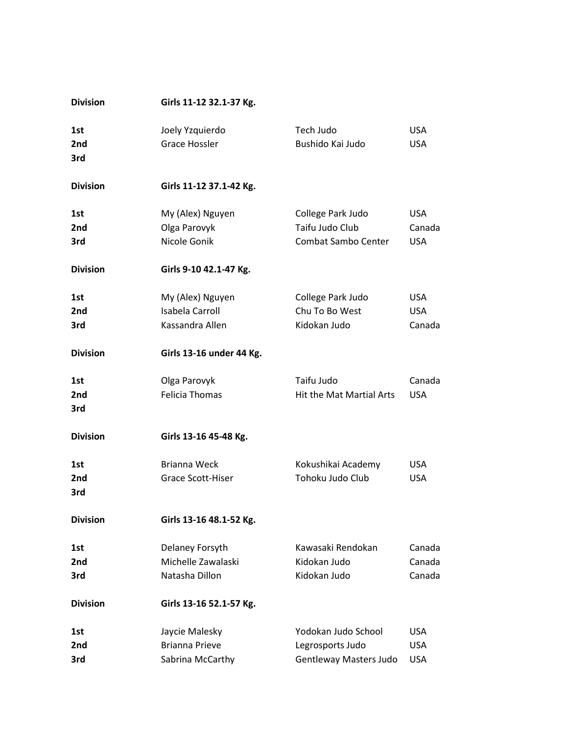| Division | Girls 11-12 32.1-37 Kg. | | |
|---|---|---|---|
| 1st | Joely Yzquierdo | Tech Judo | USA |
| 2nd | Grace Hossler | Bushido Kai Judo | USA |
| 3rd | | | |

| Division | Girls 11-12 37.1-42 Kg. | | |
|---|---|---|---|
| 1st | My (Alex) Nguyen | College Park Judo | USA |
| 2nd | Olga Parovyk | Taifu Judo Club | Canada |
| 3rd | Nicole Gonik | Combat Sambo Center | USA |

| Division | Girls 9-10 42.1-47 Kg. | | |
|---|---|---|---|
| 1st | My (Alex) Nguyen | College Park Judo | USA |
| 2nd | Isabela Carroll | Chu To Bo West | USA |
| 3rd | Kassandra Allen | Kidokan Judo | Canada |

| Division | Girls 13-16 under 44 Kg. | | |
|---|---|---|---|
| 1st | Olga Parovyk | Taifu Judo | Canada |
| 2nd | Felicia Thomas | Hit the Mat Martial Arts | USA |
| 3rd | | | |

| Division | Girls 13-16 45-48 Kg. | | |
|---|---|---|---|
| 1st | Brianna Weck | Kokushikai Academy | USA |
| 2nd | Grace Scott-Hiser | Tohoku Judo Club | USA |
| 3rd | | | |

| Division | Girls 13-16 48.1-52 Kg. | | |
|---|---|---|---|
| 1st | Delaney Forsyth | Kawasaki Rendokan | Canada |
| 2nd | Michelle Zawalaski | Kidokan Judo | Canada |
| 3rd | Natasha Dillon | Kidokan Judo | Canada |

| Division | Girls 13-16 52.1-57 Kg. | | |
|---|---|---|---|
| 1st | Jaycie Malesky | Yodokan Judo School | USA |
| 2nd | Brianna Prieve | Legrosports Judo | USA |
| 3rd | Sabrina McCarthy | Gentleway Masters Judo | USA |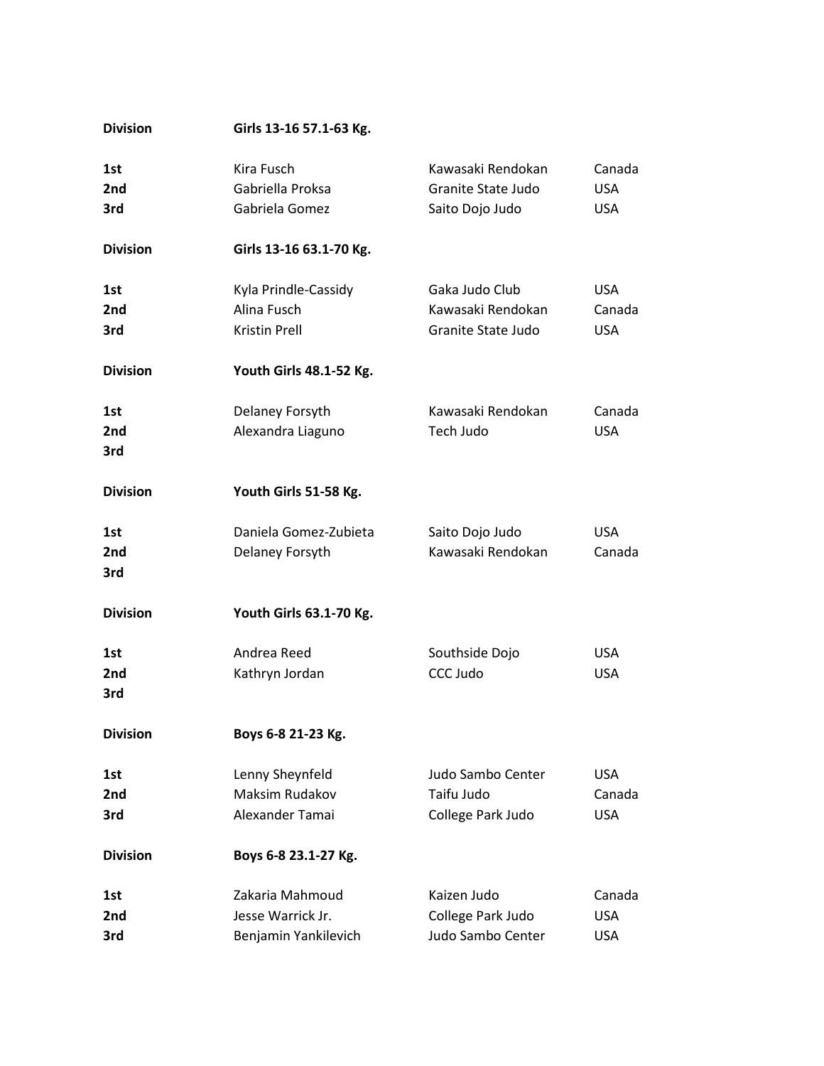**Division** **Girls 13-16 57.1-63 Kg.**

| | | | |
|---|---|---|---|
| **1st** | Kira Fusch | Kawasaki Rendokan | Canada |
| **2nd** | Gabriella Proksa | Granite State Judo | USA |
| **3rd** | Gabriela Gomez | Saito Dojo Judo | USA |

**Division** **Girls 13-16 63.1-70 Kg.**

| | | | |
|---|---|---|---|
| **1st** | Kyla Prindle-Cassidy | Gaka Judo Club | USA |
| **2nd** | Alina Fusch | Kawasaki Rendokan | Canada |
| **3rd** | Kristin Prell | Granite State Judo | USA |

**Division** **Youth Girls 48.1-52 Kg.**

| | | | |
|---|---|---|---|
| **1st** | Delaney Forsyth | Kawasaki Rendokan | Canada |
| **2nd** | Alexandra Liaguno | Tech Judo | USA |
| **3rd** | | | |

**Division** **Youth Girls 51-58 Kg.**

| | | | |
|---|---|---|---|
| **1st** | Daniela Gomez-Zubieta | Saito Dojo Judo | USA |
| **2nd** | Delaney Forsyth | Kawasaki Rendokan | Canada |
| **3rd** | | | |

**Division** **Youth Girls 63.1-70 Kg.**

| | | | |
|---|---|---|---|
| **1st** | Andrea Reed | Southside Dojo | USA |
| **2nd** | Kathryn Jordan | CCC Judo | USA |
| **3rd** | | | |

**Division** **Boys 6-8 21-23 Kg.**

| | | | |
|---|---|---|---|
| **1st** | Lenny Sheynfeld | Judo Sambo Center | USA |
| **2nd** | Maksim Rudakov | Taifu Judo | Canada |
| **3rd** | Alexander Tamai | College Park Judo | USA |

**Division** **Boys 6-8 23.1-27 Kg.**

| | | | |
|---|---|---|---|
| **1st** | Zakaria Mahmoud | Kaizen Judo | Canada |
| **2nd** | Jesse Warrick Jr. | College Park Judo | USA |
| **3rd** | Benjamin Yankilevich | Judo Sambo Center | USA |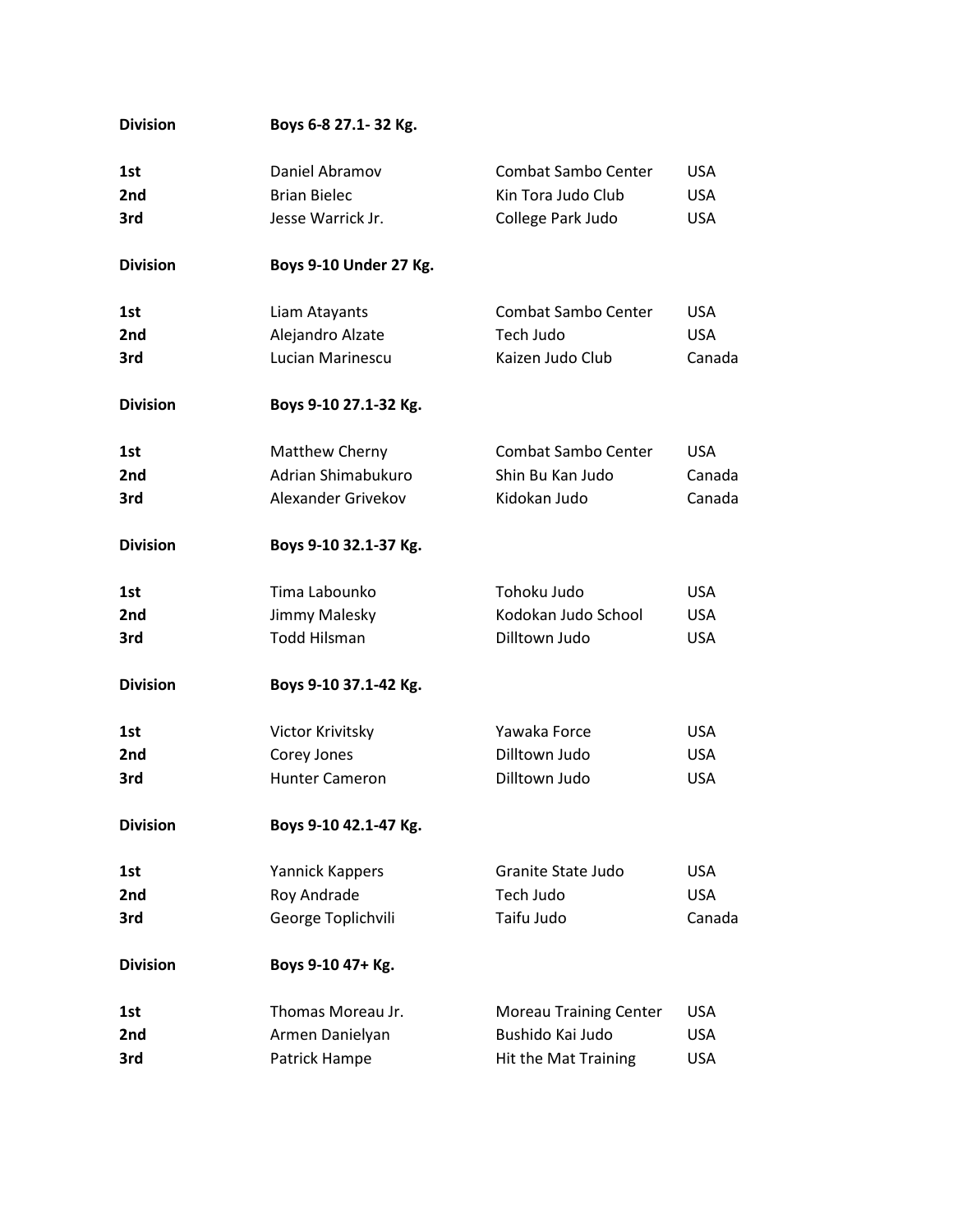**Division** **Boys 6-8 27.1- 32 Kg.**

| | | | |
|---|---|---|---|
| **1st** | Daniel Abramov | Combat Sambo Center | USA |
| **2nd** | Brian Bielec | Kin Tora Judo Club | USA |
| **3rd** | Jesse Warrick Jr. | College Park Judo | USA |

**Division** **Boys 9-10 Under 27 Kg.**

| | | | |
|---|---|---|---|
| **1st** | Liam Atayants | Combat Sambo Center | USA |
| **2nd** | Alejandro Alzate | Tech Judo | USA |
| **3rd** | Lucian Marinescu | Kaizen Judo Club | Canada |

**Division** **Boys 9-10 27.1-32 Kg.**

| | | | |
|---|---|---|---|
| **1st** | Matthew Cherny | Combat Sambo Center | USA |
| **2nd** | Adrian Shimabukuro | Shin Bu Kan Judo | Canada |
| **3rd** | Alexander Grivekov | Kidokan Judo | Canada |

**Division** **Boys 9-10 32.1-37 Kg.**

| | | | |
|---|---|---|---|
| **1st** | Tima Labounko | Tohoku Judo | USA |
| **2nd** | Jimmy Malesky | Kodokan Judo School | USA |
| **3rd** | Todd Hilsman | Dilltown Judo | USA |

**Division** **Boys 9-10 37.1-42 Kg.**

| | | | |
|---|---|---|---|
| **1st** | Victor Krivitsky | Yawaka Force | USA |
| **2nd** | Corey Jones | Dilltown Judo | USA |
| **3rd** | Hunter Cameron | Dilltown Judo | USA |

**Division** **Boys 9-10 42.1-47 Kg.**

| | | | |
|---|---|---|---|
| **1st** | Yannick Kappers | Granite State Judo | USA |
| **2nd** | Roy Andrade | Tech Judo | USA |
| **3rd** | George Toplichvili | Taifu Judo | Canada |

**Division** **Boys 9-10 47+ Kg.**

| | | | |
|---|---|---|---|
| **1st** | Thomas Moreau Jr. | Moreau Training Center | USA |
| **2nd** | Armen Danielyan | Bushido Kai Judo | USA |
| **3rd** | Patrick Hampe | Hit the Mat Training | USA |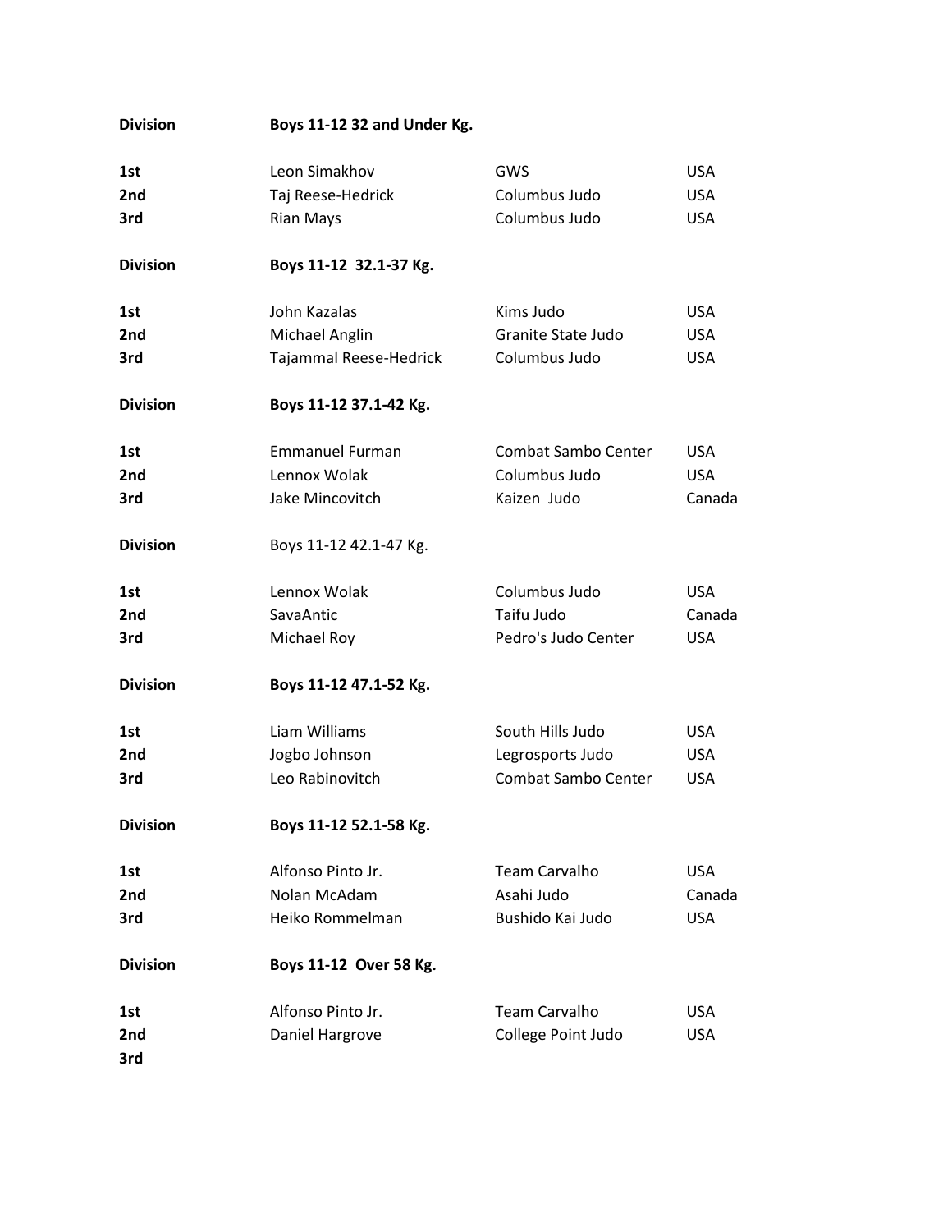| **Division** | **Boys 11-12 32 and Under Kg.** | | |
|---|---|---|---|
| **1st** | Leon Simakhov | GWS | USA |
| **2nd** | Taj Reese-Hedrick | Columbus Judo | USA |
| **3rd** | Rian Mays | Columbus Judo | USA |

| **Division** | **Boys 11-12 32.1-37 Kg.** | | |
|---|---|---|---|
| **1st** | John Kazalas | Kims Judo | USA |
| **2nd** | Michael Anglin | Granite State Judo | USA |
| **3rd** | Tajammal Reese-Hedrick | Columbus Judo | USA |

| **Division** | **Boys 11-12 37.1-42 Kg.** | | |
|---|---|---|---|
| **1st** | Emmanuel Furman | Combat Sambo Center | USA |
| **2nd** | Lennox Wolak | Columbus Judo | USA |
| **3rd** | Jake Mincovitch | Kaizen Judo | Canada |

| **Division** | Boys 11-12 42.1-47 Kg. | | |
|---|---|---|---|
| **1st** | Lennox Wolak | Columbus Judo | USA |
| **2nd** | SavaAntic | Taifu Judo | Canada |
| **3rd** | Michael Roy | Pedro's Judo Center | USA |

| **Division** | **Boys 11-12 47.1-52 Kg.** | | |
|---|---|---|---|
| **1st** | Liam Williams | South Hills Judo | USA |
| **2nd** | Jogbo Johnson | Legrosports Judo | USA |
| **3rd** | Leo Rabinovitch | Combat Sambo Center | USA |

| **Division** | **Boys 11-12 52.1-58 Kg.** | | |
|---|---|---|---|
| **1st** | Alfonso Pinto Jr. | Team Carvalho | USA |
| **2nd** | Nolan McAdam | Asahi Judo | Canada |
| **3rd** | Heiko Rommelman | Bushido Kai Judo | USA |

| **Division** | **Boys 11-12 Over 58 Kg.** | | |
|---|---|---|---|
| **1st** | Alfonso Pinto Jr. | Team Carvalho | USA |
| **2nd** | Daniel Hargrove | College Point Judo | USA |
| **3rd** | | | |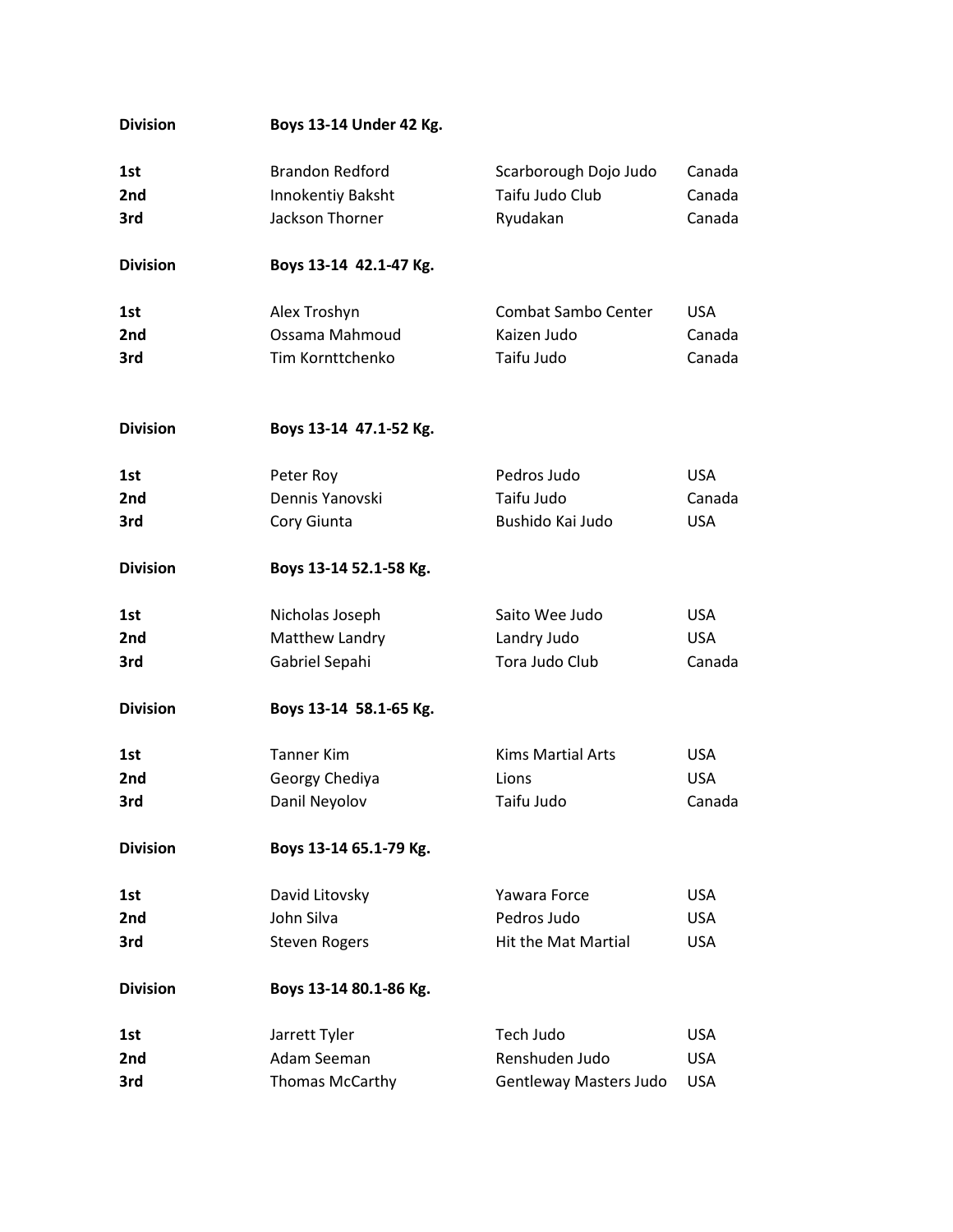**Division** **Boys 13-14 Under 42 Kg.**

| | | | |
|---|---|---|---|
| 1st | Brandon Redford | Scarborough Dojo Judo | Canada |
| 2nd | Innokentiy Baksht | Taifu Judo Club | Canada |
| 3rd | Jackson Thorner | Ryudakan | Canada |

**Division** **Boys 13-14 42.1-47 Kg.**

| | | | |
|---|---|---|---|
| 1st | Alex Troshyn | Combat Sambo Center | USA |
| 2nd | Ossama Mahmoud | Kaizen Judo | Canada |
| 3rd | Tim Kornttchenko | Taifu Judo | Canada |

**Division** **Boys 13-14 47.1-52 Kg.**

| | | | |
|---|---|---|---|
| 1st | Peter Roy | Pedros Judo | USA |
| 2nd | Dennis Yanovski | Taifu Judo | Canada |
| 3rd | Cory Giunta | Bushido Kai Judo | USA |

**Division** **Boys 13-14 52.1-58 Kg.**

| | | | |
|---|---|---|---|
| 1st | Nicholas Joseph | Saito Wee Judo | USA |
| 2nd | Matthew Landry | Landry Judo | USA |
| 3rd | Gabriel Sepahi | Tora Judo Club | Canada |

**Division** **Boys 13-14 58.1-65 Kg.**

| | | | |
|---|---|---|---|
| 1st | Tanner Kim | Kims Martial Arts | USA |
| 2nd | Georgy Chediya | Lions | USA |
| 3rd | Danil Neyolov | Taifu Judo | Canada |

**Division** **Boys 13-14 65.1-79 Kg.**

| | | | |
|---|---|---|---|
| 1st | David Litovsky | Yawara Force | USA |
| 2nd | John Silva | Pedros Judo | USA |
| 3rd | Steven Rogers | Hit the Mat Martial | USA |

**Division** **Boys 13-14 80.1-86 Kg.**

| | | | |
|---|---|---|---|
| 1st | Jarrett Tyler | Tech Judo | USA |
| 2nd | Adam Seeman | Renshuden Judo | USA |
| 3rd | Thomas McCarthy | Gentleway Masters Judo | USA |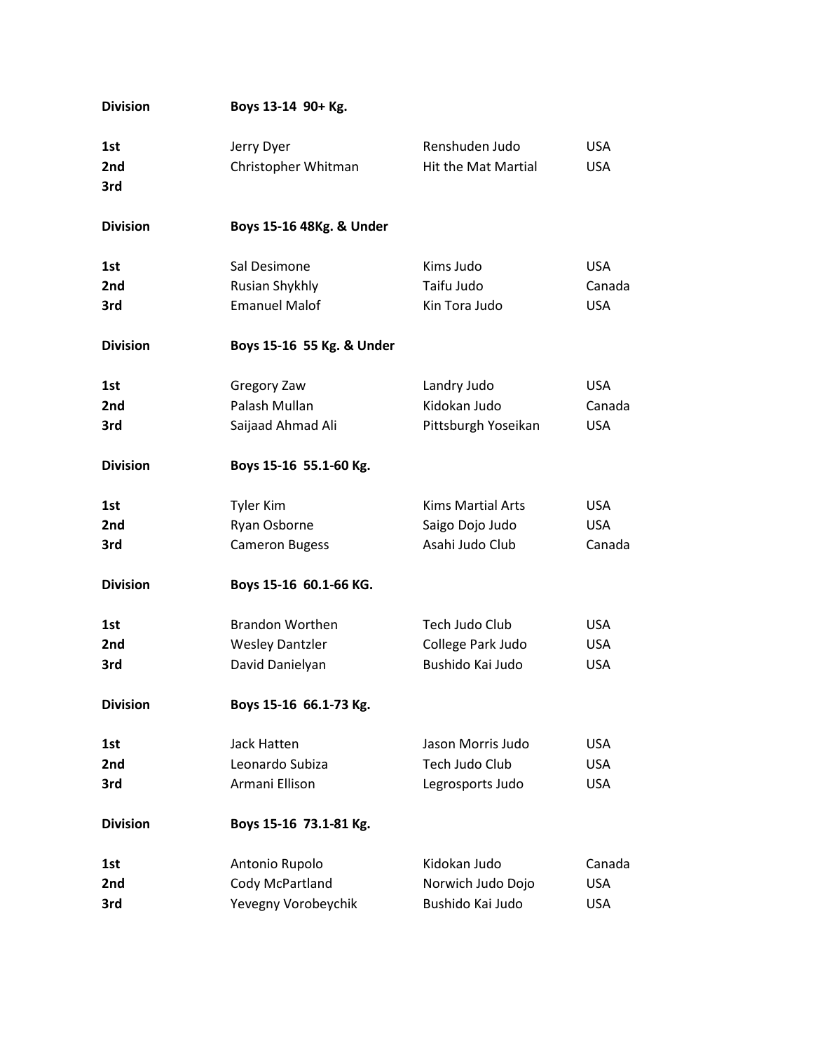| Division | Boys 13-14 90+ Kg. | | |
|---|---|---|---|
| 1st | Jerry Dyer | Renshuden Judo | USA |
| 2nd | Christopher Whitman | Hit the Mat Martial | USA |
| 3rd | | | |

| Division | Boys 15-16 48Kg. & Under | | |
|---|---|---|---|
| 1st | Sal Desimone | Kims Judo | USA |
| 2nd | Rusian Shykhly | Taifu Judo | Canada |
| 3rd | Emanuel Malof | Kin Tora Judo | USA |

| Division | Boys 15-16 55 Kg. & Under | | |
|---|---|---|---|
| 1st | Gregory Zaw | Landry Judo | USA |
| 2nd | Palash Mullan | Kidokan Judo | Canada |
| 3rd | Saijaad Ahmad Ali | Pittsburgh Yoseikan | USA |

| Division | Boys 15-16 55.1-60 Kg. | | |
|---|---|---|---|
| 1st | Tyler Kim | Kims Martial Arts | USA |
| 2nd | Ryan Osborne | Saigo Dojo Judo | USA |
| 3rd | Cameron Bugess | Asahi Judo Club | Canada |

| Division | Boys 15-16 60.1-66 KG. | | |
|---|---|---|---|
| 1st | Brandon Worthen | Tech Judo Club | USA |
| 2nd | Wesley Dantzler | College Park Judo | USA |
| 3rd | David Danielyan | Bushido Kai Judo | USA |

| Division | Boys 15-16 66.1-73 Kg. | | |
|---|---|---|---|
| 1st | Jack Hatten | Jason Morris Judo | USA |
| 2nd | Leonardo Subiza | Tech Judo Club | USA |
| 3rd | Armani Ellison | Legrosports Judo | USA |

| Division | Boys 15-16 73.1-81 Kg. | | |
|---|---|---|---|
| 1st | Antonio Rupolo | Kidokan Judo | Canada |
| 2nd | Cody McPartland | Norwich Judo Dojo | USA |
| 3rd | Yevegny Vorobeychik | Bushido Kai Judo | USA |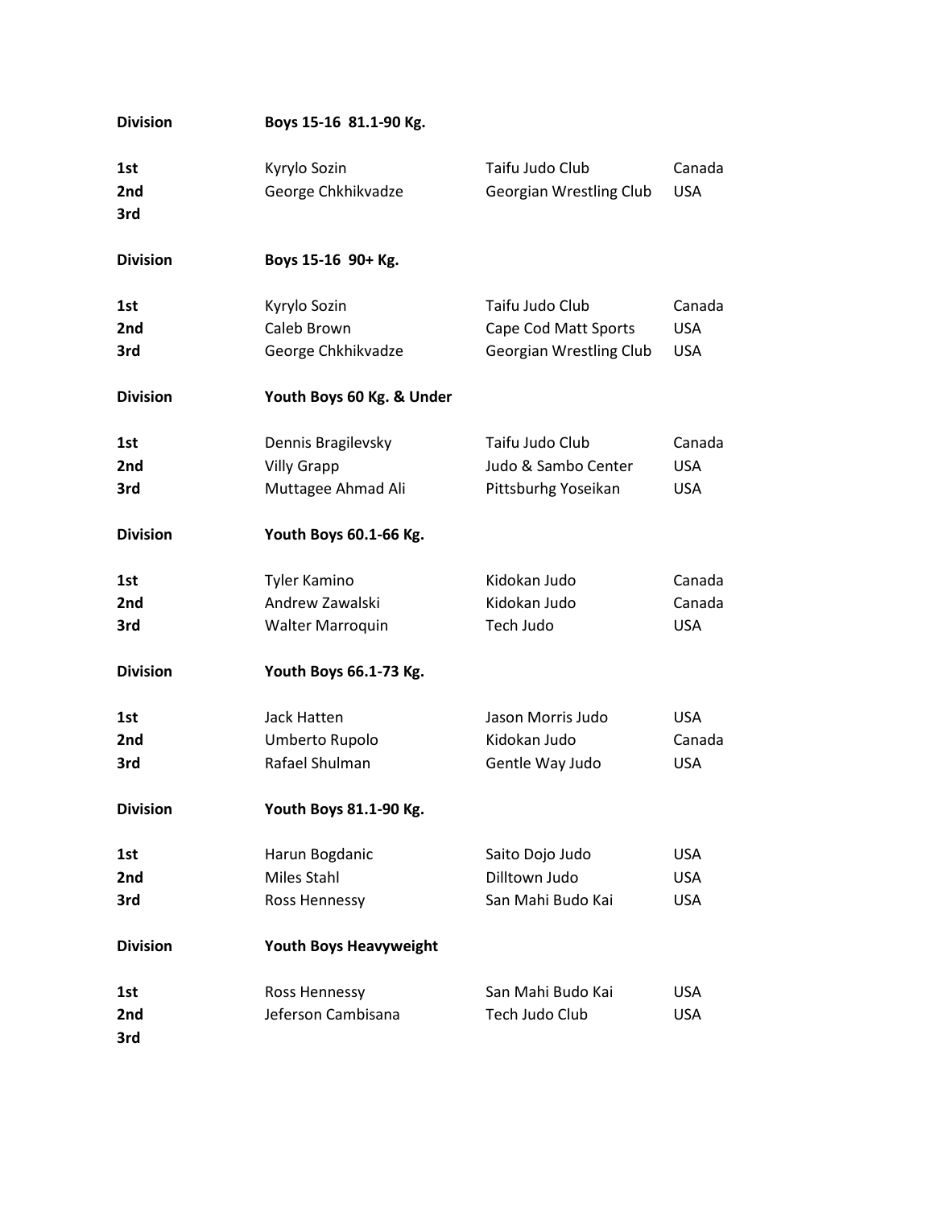| | | | |
|---|---|---|---|
| **Division** | **Boys 15-16 81.1-90 Kg.** | | |
| **1st** | Kyrylo Sozin | Taifu Judo Club | Canada |
| **2nd** | George Chkhikvadze | Georgian Wrestling Club | USA |
| **3rd** | | | |

| | | | |
|---|---|---|---|
| **Division** | **Boys 15-16 90+ Kg.** | | |
| **1st** | Kyrylo Sozin | Taifu Judo Club | Canada |
| **2nd** | Caleb Brown | Cape Cod Matt Sports | USA |
| **3rd** | George Chkhikvadze | Georgian Wrestling Club | USA |

| | | | |
|---|---|---|---|
| **Division** | **Youth Boys 60 Kg. & Under** | | |
| **1st** | Dennis Bragilevsky | Taifu Judo Club | Canada |
| **2nd** | Villy Grapp | Judo & Sambo Center | USA |
| **3rd** | Muttagee Ahmad Ali | Pittsburhg Yoseikan | USA |

| | | | |
|---|---|---|---|
| **Division** | **Youth Boys 60.1-66 Kg.** | | |
| **1st** | Tyler Kamino | Kidokan Judo | Canada |
| **2nd** | Andrew Zawalski | Kidokan Judo | Canada |
| **3rd** | Walter Marroquin | Tech Judo | USA |

| | | | |
|---|---|---|---|
| **Division** | **Youth Boys 66.1-73 Kg.** | | |
| **1st** | Jack Hatten | Jason Morris Judo | USA |
| **2nd** | Umberto Rupolo | Kidokan Judo | Canada |
| **3rd** | Rafael Shulman | Gentle Way Judo | USA |

| | | | |
|---|---|---|---|
| **Division** | **Youth Boys 81.1-90 Kg.** | | |
| **1st** | Harun Bogdanic | Saito Dojo Judo | USA |
| **2nd** | Miles Stahl | Dilltown Judo | USA |
| **3rd** | Ross Hennessy | San Mahi Budo Kai | USA |

| | | | |
|---|---|---|---|
| **Division** | **Youth Boys Heavyweight** | | |
| **1st** | Ross Hennessy | San Mahi Budo Kai | USA |
| **2nd** | Jeferson Cambisana | Tech Judo Club | USA |
| **3rd** | | | |